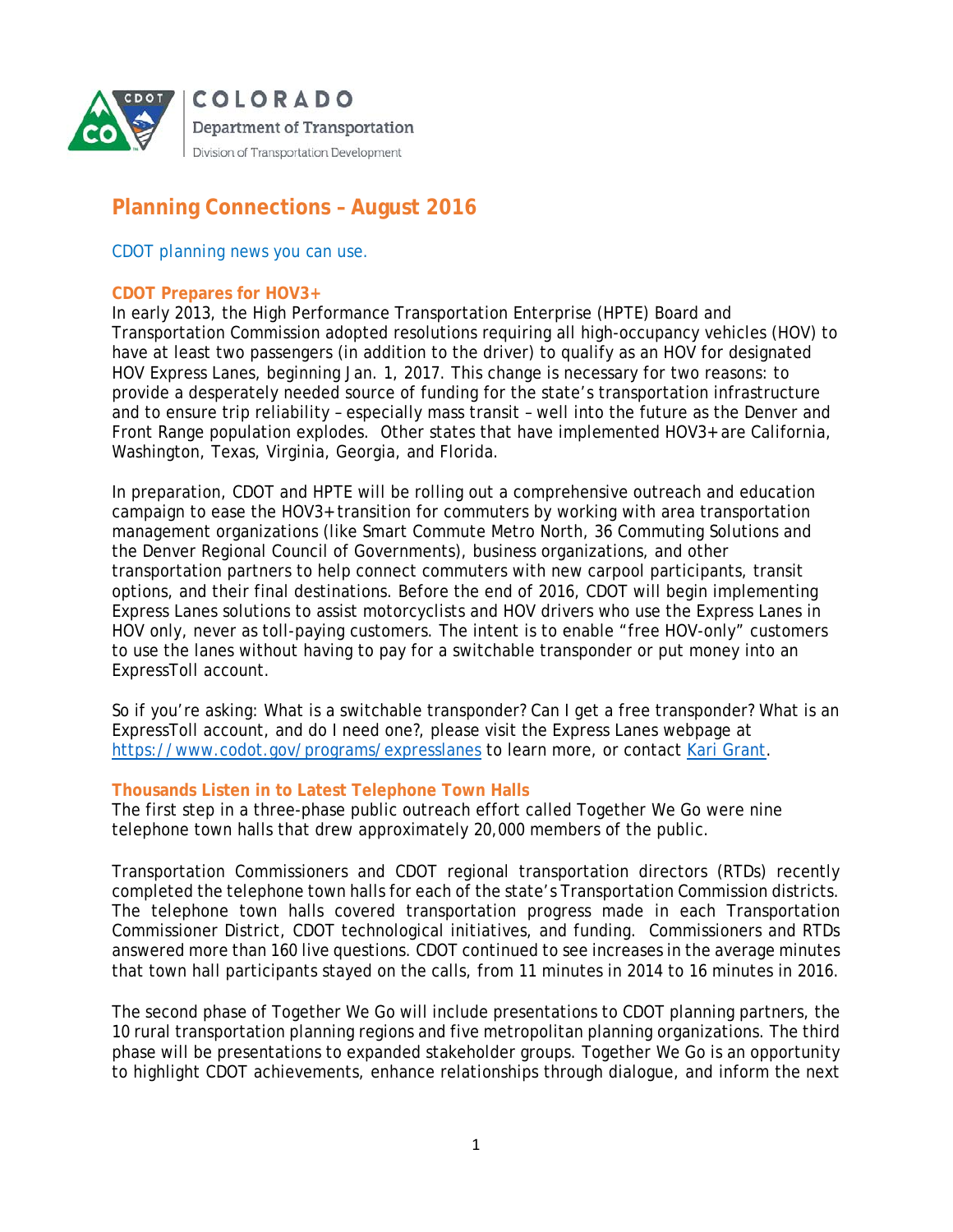COLORADO
Department of Transportation
Division of Transportation Development

# Planning Connections – August 2016

CDOT planning news you can use.

## CDOT Prepares for HOV3+

In early 2013, the High Performance Transportation Enterprise (HPTE) Board and Transportation Commission adopted resolutions requiring all high-occupancy vehicles (HOV) to have at least two passengers (in addition to the driver) to qualify as an HOV for designated HOV Express Lanes, beginning Jan. 1, 2017. This change is necessary for two reasons: to provide a desperately needed source of funding for the state's transportation infrastructure and to ensure trip reliability – especially mass transit – well into the future as the Denver and Front Range population explodes. Other states that have implemented HOV3+ are California, Washington, Texas, Virginia, Georgia, and Florida.

In preparation, CDOT and HPTE will be rolling out a comprehensive outreach and education campaign to ease the HOV3+ transition for commuters by working with area transportation management organizations (like Smart Commute Metro North, 36 Commuting Solutions and the Denver Regional Council of Governments), business organizations, and other transportation partners to help connect commuters with new carpool participants, transit options, and their final destinations. Before the end of 2016, CDOT will begin implementing Express Lanes solutions to assist motorcyclists and HOV drivers who use the Express Lanes in HOV only, never as toll-paying customers. The intent is to enable "free HOV-only" customers to use the lanes without having to pay for a switchable transponder or put money into an ExpressToll account.

So if you're asking: What is a switchable transponder? Can I get a free transponder? What is an ExpressToll account, and do I need one?, please visit the Express Lanes webpage at https://www.codot.gov/programs/expresslanes to learn more, or contact Kari Grant.

## Thousands Listen in to Latest Telephone Town Halls

The first step in a three-phase public outreach effort called Together We Go were nine telephone town halls that drew approximately 20,000 members of the public.

Transportation Commissioners and CDOT regional transportation directors (RTDs) recently completed the telephone town halls for each of the state's Transportation Commission districts. The telephone town halls covered transportation progress made in each Transportation Commissioner District, CDOT technological initiatives, and funding. Commissioners and RTDs answered more than 160 live questions. CDOT continued to see increases in the average minutes that town hall participants stayed on the calls, from 11 minutes in 2014 to 16 minutes in 2016.

The second phase of Together We Go will include presentations to CDOT planning partners, the 10 rural transportation planning regions and five metropolitan planning organizations. The third phase will be presentations to expanded stakeholder groups. Together We Go is an opportunity to highlight CDOT achievements, enhance relationships through dialogue, and inform the next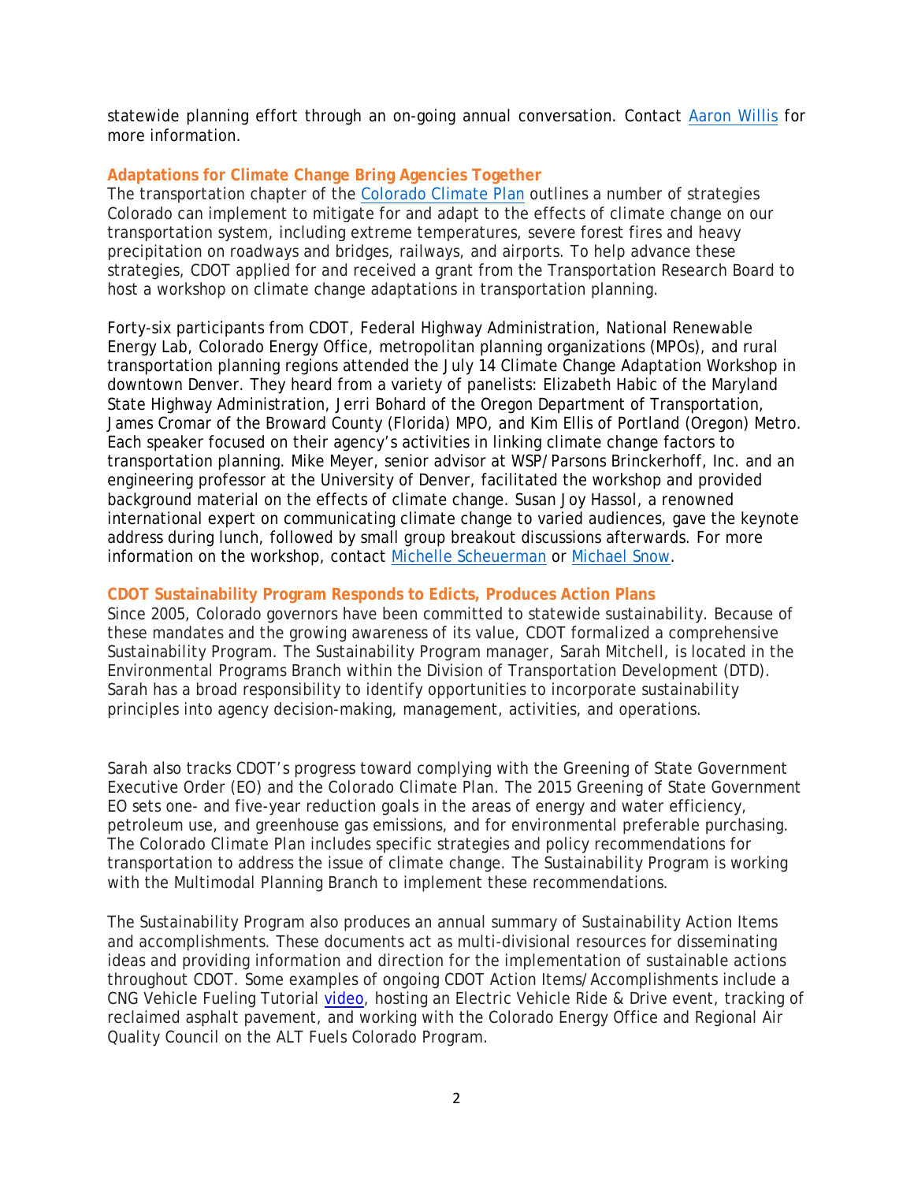statewide planning effort through an on-going annual conversation. Contact [Aaron Willis] for more information.

### Adaptations for Climate Change Bring Agencies Together

The transportation chapter of the [Colorado Climate Plan] outlines a number of strategies Colorado can implement to mitigate for and adapt to the effects of climate change on our transportation system, including extreme temperatures, severe forest fires and heavy precipitation on roadways and bridges, railways, and airports. To help advance these strategies, CDOT applied for and received a grant from the Transportation Research Board to host a workshop on climate change adaptations in transportation planning.

Forty-six participants from CDOT, Federal Highway Administration, National Renewable Energy Lab, Colorado Energy Office, metropolitan planning organizations (MPOs), and rural transportation planning regions attended the July 14 Climate Change Adaptation Workshop in downtown Denver. They heard from a variety of panelists: Elizabeth Habic of the Maryland State Highway Administration, Jerri Bohard of the Oregon Department of Transportation, James Cromar of the Broward County (Florida) MPO, and Kim Ellis of Portland (Oregon) Metro. Each speaker focused on their agency's activities in linking climate change factors to transportation planning. Mike Meyer, senior advisor at WSP/Parsons Brinckerhoff, Inc. and an engineering professor at the University of Denver, facilitated the workshop and provided background material on the effects of climate change. Susan Joy Hassol, a renowned international expert on communicating climate change to varied audiences, gave the keynote address during lunch, followed by small group breakout discussions afterwards. For more information on the workshop, contact [Michelle Scheuerman] or [Michael Snow].

### CDOT Sustainability Program Responds to Edicts, Produces Action Plans

Since 2005, Colorado governors have been committed to statewide sustainability. Because of these mandates and the growing awareness of its value, CDOT formalized a comprehensive Sustainability Program. The Sustainability Program manager, Sarah Mitchell, is located in the Environmental Programs Branch within the Division of Transportation Development (DTD). Sarah has a broad responsibility to identify opportunities to incorporate sustainability principles into agency decision-making, management, activities, and operations.

Sarah also tracks CDOT's progress toward complying with the Greening of State Government Executive Order (EO) and the Colorado Climate Plan. The 2015 Greening of State Government EO sets one- and five-year reduction goals in the areas of energy and water efficiency, petroleum use, and greenhouse gas emissions, and for environmental preferable purchasing. The Colorado Climate Plan includes specific strategies and policy recommendations for transportation to address the issue of climate change. The Sustainability Program is working with the Multimodal Planning Branch to implement these recommendations.

The Sustainability Program also produces an annual summary of Sustainability Action Items and accomplishments. These documents act as multi-divisional resources for disseminating ideas and providing information and direction for the implementation of sustainable actions throughout CDOT. Some examples of ongoing CDOT Action Items/Accomplishments include a CNG Vehicle Fueling Tutorial [video], hosting an Electric Vehicle Ride & Drive event, tracking of reclaimed asphalt pavement, and working with the Colorado Energy Office and Regional Air Quality Council on the ALT Fuels Colorado Program.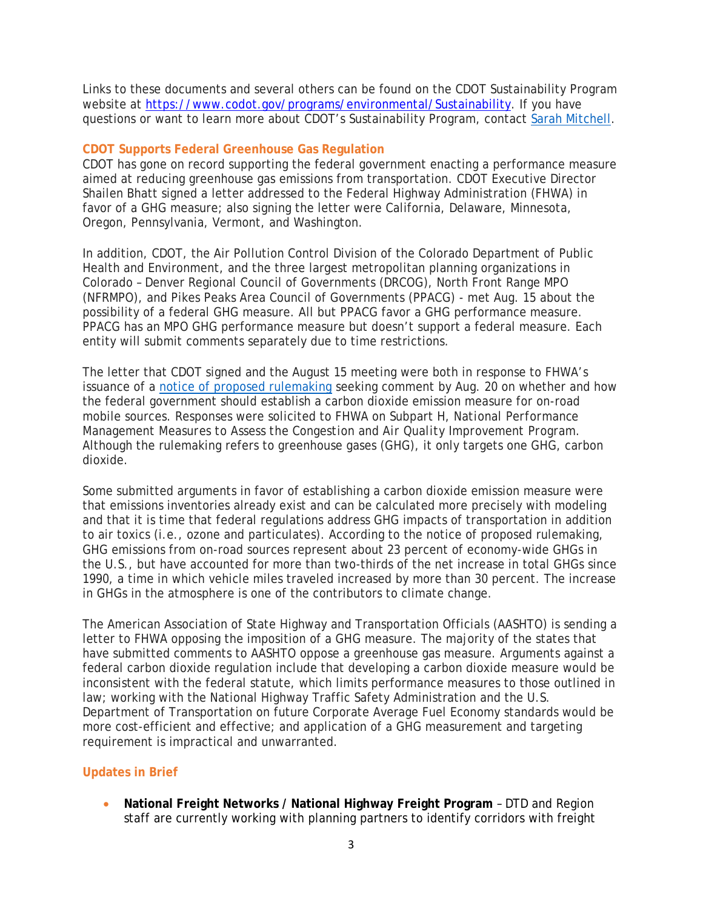Links to these documents and several others can be found on the CDOT Sustainability Program website at [https://www.codot.gov/programs/environmental/Sustainability](https://www.codot.gov/programs/environmental/Sustainability). If you have questions or want to learn more about CDOT's Sustainability Program, contact [Sarah Mitchell](#).

### CDOT Supports Federal Greenhouse Gas Regulation

CDOT has gone on record supporting the federal government enacting a performance measure aimed at reducing greenhouse gas emissions from transportation. CDOT Executive Director Shailen Bhatt signed a letter addressed to the Federal Highway Administration (FHWA) in favor of a GHG measure; also signing the letter were California, Delaware, Minnesota, Oregon, Pennsylvania, Vermont, and Washington.

In addition, CDOT, the Air Pollution Control Division of the Colorado Department of Public Health and Environment, and the three largest metropolitan planning organizations in Colorado – Denver Regional Council of Governments (DRCOG), North Front Range MPO (NFRMPO), and Pikes Peaks Area Council of Governments (PPACG) - met Aug. 15 about the possibility of a federal GHG measure. All but PPACG favor a GHG performance measure. PPACG has an MPO GHG performance measure but doesn't support a federal measure. Each entity will submit comments separately due to time restrictions.

The letter that CDOT signed and the August 15 meeting were both in response to FHWA's issuance of a [notice of proposed rulemaking](#) seeking comment by Aug. 20 on whether and how the federal government should establish a carbon dioxide emission measure for on-road mobile sources. Responses were solicited to FHWA on Subpart H, *National Performance Management Measures to Assess the Congestion and Air Quality Improvement Program*. Although the rulemaking refers to greenhouse gases (GHG), it only targets one GHG, carbon dioxide.

Some submitted arguments in favor of establishing a carbon dioxide emission measure were that emissions inventories already exist and can be calculated more precisely with modeling and that it is time that federal regulations address GHG impacts of transportation in addition to air toxics (i.e., ozone and particulates). According to the notice of proposed rulemaking, GHG emissions from on-road sources represent about 23 percent of economy-wide GHGs in the U.S., but have accounted for more than two-thirds of the net increase in total GHGs since 1990, a time in which vehicle miles traveled increased by more than 30 percent. The increase in GHGs in the atmosphere is one of the contributors to climate change.

The American Association of State Highway and Transportation Officials (AASHTO) is sending a letter to FHWA opposing the imposition of a GHG measure. The majority of the states that have submitted comments to AASHTO oppose a greenhouse gas measure. Arguments against a federal carbon dioxide regulation include that developing a carbon dioxide measure would be inconsistent with the federal statute, which limits performance measures to those outlined in law; working with the National Highway Traffic Safety Administration and the U.S. Department of Transportation on future Corporate Average Fuel Economy standards would be more cost-efficient and effective; and application of a GHG measurement and targeting requirement is impractical and unwarranted.

### Updates in Brief

- **National Freight Networks / National Highway Freight Program** – DTD and Region staff are currently working with planning partners to identify corridors with freight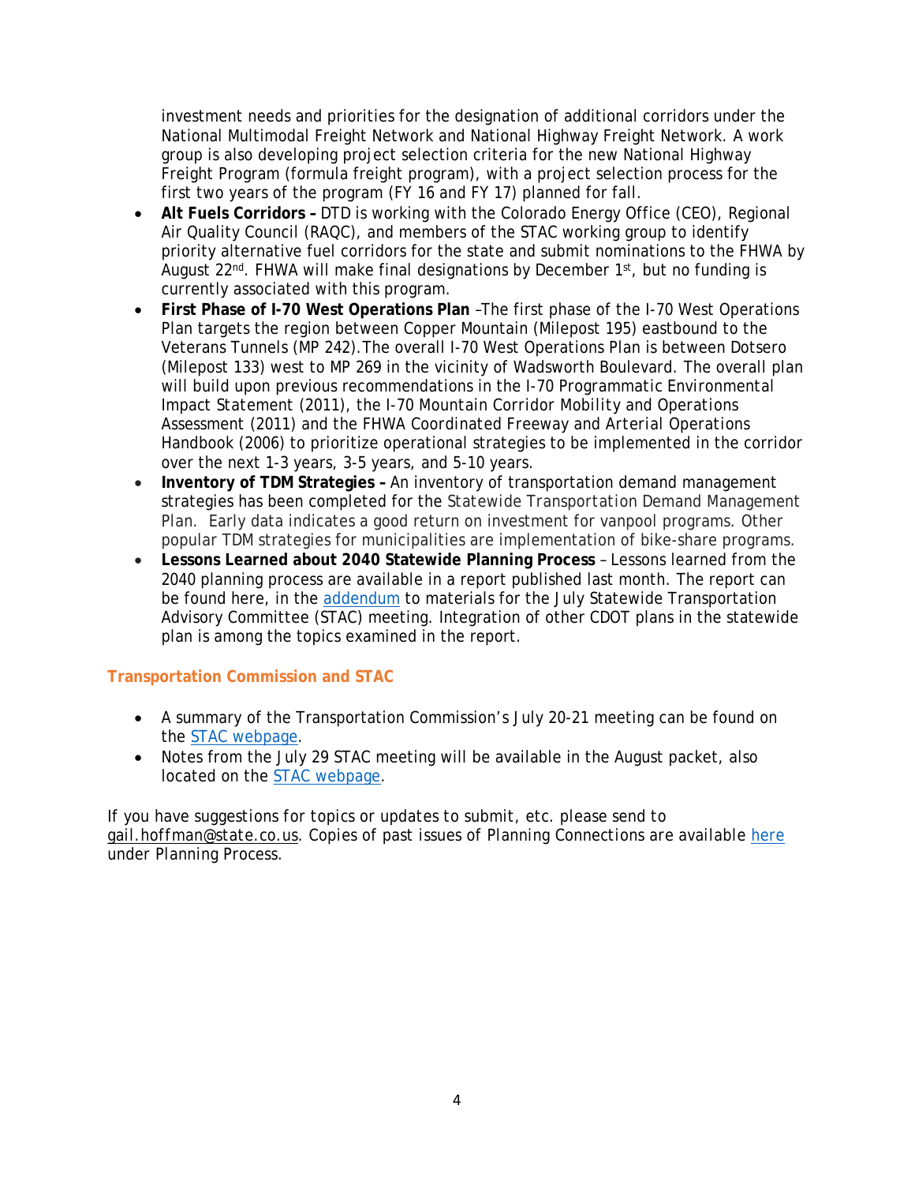investment needs and priorities for the designation of additional corridors under the National Multimodal Freight Network and National Highway Freight Network. A work group is also developing project selection criteria for the new National Highway Freight Program (formula freight program), with a project selection process for the first two years of the program (FY 16 and FY 17) planned for fall.

- **Alt Fuels Corridors –** DTD is working with the Colorado Energy Office (CEO), Regional Air Quality Council (RAQC), and members of the STAC working group to identify priority alternative fuel corridors for the state and submit nominations to the FHWA by August 22nd. FHWA will make final designations by December 1st, but no funding is currently associated with this program.
- **First Phase of I-70 West Operations Plan** –The first phase of the I-70 West Operations Plan targets the region between Copper Mountain (Milepost 195) eastbound to the Veterans Tunnels (MP 242).The overall I-70 West Operations Plan is between Dotsero (Milepost 133) west to MP 269 in the vicinity of Wadsworth Boulevard. The overall plan will build upon previous recommendations in the I-70 Programmatic Environmental Impact Statement (2011), the I-70 Mountain Corridor Mobility and Operations Assessment (2011) and the FHWA Coordinated Freeway and Arterial Operations Handbook (2006) to prioritize operational strategies to be implemented in the corridor over the next 1-3 years, 3-5 years, and 5-10 years.
- **Inventory of TDM Strategies –** An inventory of transportation demand management strategies has been completed for the Statewide Transportation Demand Management Plan. Early data indicates a good return on investment for vanpool programs. Other popular TDM strategies for municipalities are implementation of bike-share programs.
- **Lessons Learned about 2040 Statewide Planning Process** – Lessons learned from the 2040 planning process are available in a report published last month. The report can be found here, in the addendum to materials for the July Statewide Transportation Advisory Committee (STAC) meeting. Integration of other CDOT plans in the statewide plan is among the topics examined in the report.

## Transportation Commission and STAC

- A summary of the Transportation Commission's July 20-21 meeting can be found on the STAC webpage.
- Notes from the July 29 STAC meeting will be available in the August packet, also located on the STAC webpage.

If you have suggestions for topics or updates to submit, etc. please send to gail.hoffman@state.co.us. Copies of past issues of Planning Connections are available here under Planning Process.